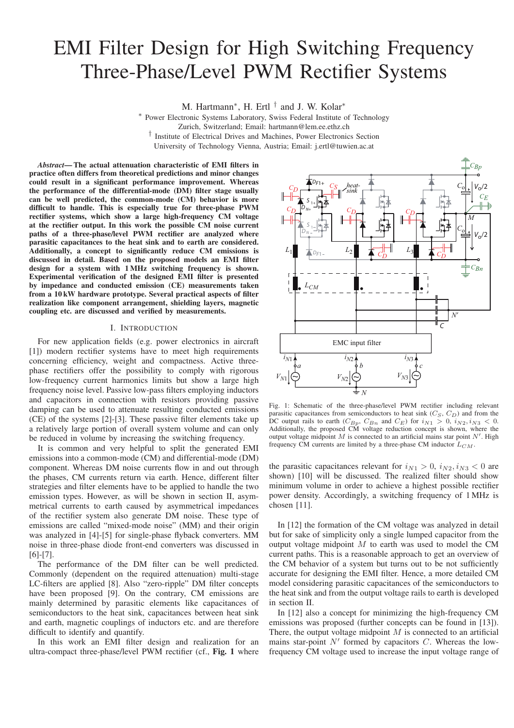# EMI Filter Design for High Switching Frequency Three-Phase/Level PWM Rectifier Systems

M. Hartmann*, H. Ertl † and J. W. Kolar*

* Power Electronic Systems Laboratory, Swiss Federal Institute of Technology
Zurich, Switzerland; Email: hartmann@lem.ee.ethz.ch

† Institute of Electrical Drives and Machines, Power Electronics Section
University of Technology Vienna, Austria; Email: j.ertl@tuwien.ac.at

***Abstract*— The actual attenuation characteristic of EMI filters in practice often differs from theoretical predictions and minor changes could result in a significant performance improvement. Whereas the performance of the differential-mode (DM) filter stage usually can be well predicted, the common-mode (CM) behavior is more difficult to handle. This is especially true for three-phase PWM rectifier systems, which show a large high-frequency CM voltage at the rectifier output. In this work the possible CM noise current paths of a three-phase/level PWM rectifier are analyzed where parasitic capacitances to the heat sink and to earth are considered. Additionally, a concept to significantly reduce CM emissions is discussed in detail. Based on the proposed models an EMI filter design for a system with 1 MHz switching frequency is shown. Experimental verification of the designed EMI filter is presented by impedance and conducted emission (CE) measurements taken from a 10 kW hardware prototype. Several practical aspects of filter realization like component arrangement, shielding layers, magnetic coupling etc. are discussed and verified by measurements.**

## I. Introduction

For new application fields (e.g. power electronics in aircraft [1]) modern rectifier systems have to meet high requirements concerning efficiency, weight and compactness. Active three-phase rectifiers offer the possibility to comply with rigorous low-frequency current harmonics limits but show a large high frequency noise level. Passive low-pass filters employing inductors and capacitors in connection with resistors providing passive damping can be used to attenuate resulting conducted emissions (CE) of the systems [2]-[3]. These passive filter elements take up a relatively large portion of overall system volume and can only be reduced in volume by increasing the switching frequency.

It is common and very helpful to split the generated EMI emissions into a common-mode (CM) and differential-mode (DM) component. Whereas DM noise currents flow in and out through the phases, CM currents return via earth. Hence, different filter strategies and filter elements have to be applied to handle the two emission types. However, as will be shown in section II, asymmetrical currents to earth caused by asymmetrical impedances of the rectifier system also generate DM noise. These type of emissions are called "mixed-mode noise" (MM) and their origin was analyzed in [4]-[5] for single-phase flyback converters. MM noise in three-phase diode front-end converters was discussed in [6]-[7].

The performance of the DM filter can be well predicted. Commonly (dependent on the required attenuation) multi-stage LC-filters are applied [8]. Also "zero-ripple" DM filter concepts have been proposed [9]. On the contrary, CM emissions are mainly determined by parasitic elements like capacitances of semiconductors to the heat sink, capacitances between heat sink and earth, magnetic couplings of inductors etc. and are therefore difficult to identify and quantify.

In this work an EMI filter design and realization for an ultra-compact three-phase/level PWM rectifier (cf., **Fig. 1** where the parasitic capacitances relevant for $i_{N1} > 0$, $i_{N2}, i_{N3} < 0$ are shown) [10] will be discussed. The realized filter should show minimum volume in order to achieve a highest possible rectifier power density. Accordingly, a switching frequency of 1 MHz is chosen [11].

$C_{Bp}$
$D_{F1+}$
$C_S$
heat-sink
$C_D$
$S_{1+}$
$D_{N+}$
$S_{1-}$
$D_{N-}$
$C_o$
$V_o/2$
$C_E$
$M$
$V_o/2$
$L_1$
$D_{F1-}$
$L_2$
$L_3$
$C_{Bn}$
$L_{CM}$
$N'$
$C$
EMC input filter
$i_{N1}$
$a$
$i_{N2}$
$b$
$i_{N3}$
$c$
$V_{N1}$
$V_{N2}$
$V_{N3}$
$N$

Fig. 1: Schematic of the three-phase/level PWM rectifier including relevant parasitic capacitances from semiconductors to heat sink ($C_S$, $C_D$) and from the DC output rails to earth ($C_{Bp}$, $C_{Bn}$ and $C_E$) for $i_{N1} > 0$, $i_{N2}, i_{N3} < 0$. Additionally, the proposed CM voltage reduction concept is shown, where the output voltage midpoint $M$ is connected to an artificial mains star point $N'$. High frequency CM currents are limited by a three-phase CM inductor $L_{CM}$.

In [12] the formation of the CM voltage was analyzed in detail but for sake of simplicity only a single lumped capacitor from the output voltage midpoint $M$ to earth was used to model the CM current paths. This is a reasonable approach to get an overview of the CM behavior of a system but turns out to be not sufficiently accurate for designing the EMI filter. Hence, a more detailed CM model considering parasitic capacitances of the semiconductors to the heat sink and from the output voltage rails to earth is developed in section II.

In [12] also a concept for minimizing the high-frequency CM emissions was proposed (further concepts can be found in [13]). There, the output voltage midpoint $M$ is connected to an artificial mains star-point $N'$ formed by capacitors $C$. Whereas the low-frequency CM voltage used to increase the input voltage range of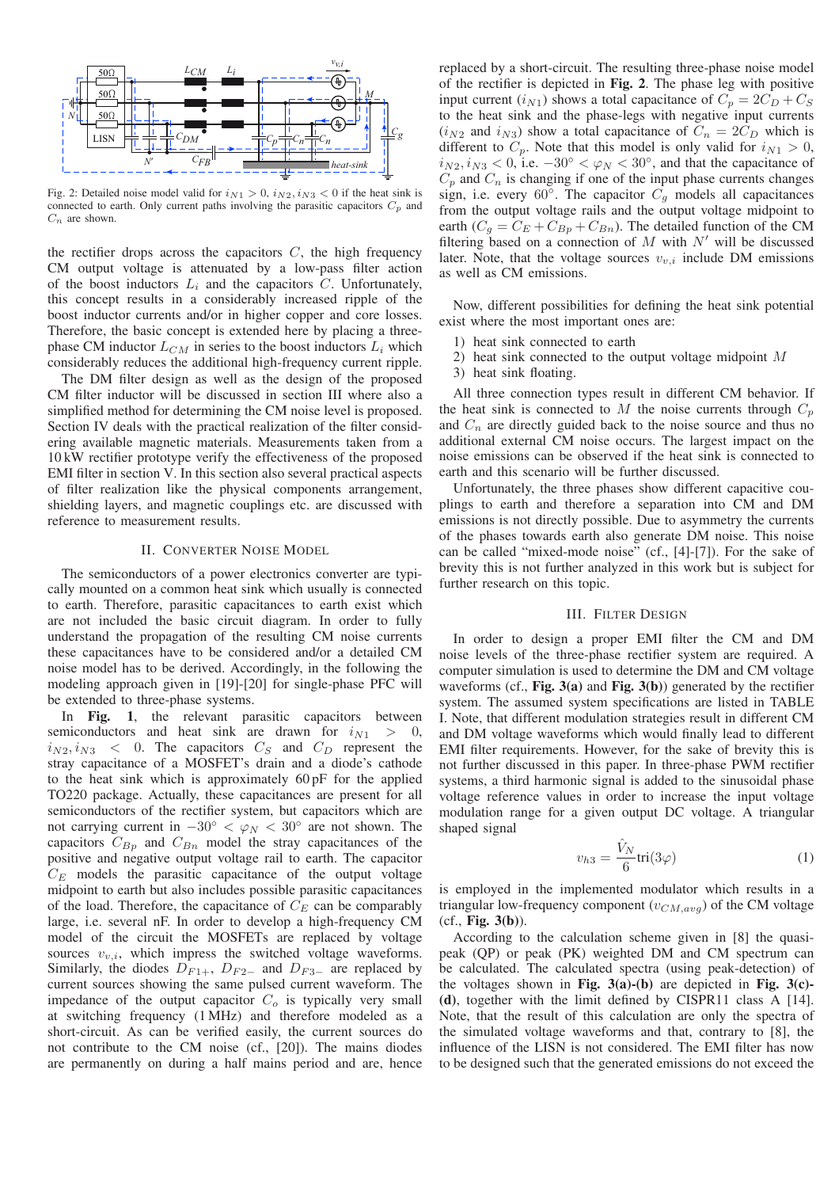Fig. 2: Detailed noise model valid for $i_{N1} > 0$, $i_{N2}, i_{N3} < 0$ if the heat sink is connected to earth. Only current paths involving the parasitic capacitors $C_p$ and $C_n$ are shown.

the rectifier drops across the capacitors $C$, the high frequency CM output voltage is attenuated by a low-pass filter action of the boost inductors $L_i$ and the capacitors $C$. Unfortunately, this concept results in a considerably increased ripple of the boost inductor currents and/or in higher copper and core losses. Therefore, the basic concept is extended here by placing a three-phase CM inductor $L_{CM}$ in series to the boost inductors $L_i$ which considerably reduces the additional high-frequency current ripple.

The DM filter design as well as the design of the proposed CM filter inductor will be discussed in section III where also a simplified method for determining the CM noise level is proposed. Section IV deals with the practical realization of the filter considering available magnetic materials. Measurements taken from a 10 kW rectifier prototype verify the effectiveness of the proposed EMI filter in section V. In this section also several practical aspects of filter realization like the physical components arrangement, shielding layers, and magnetic couplings etc. are discussed with reference to measurement results.

## II. Converter Noise Model

The semiconductors of a power electronics converter are typically mounted on a common heat sink which usually is connected to earth. Therefore, parasitic capacitances to earth exist which are not included the basic circuit diagram. In order to fully understand the propagation of the resulting CM noise currents these capacitances have to be considered and/or a detailed CM noise model has to be derived. Accordingly, in the following the modeling approach given in [19]-[20] for single-phase PFC will be extended to three-phase systems.

In **Fig. 1**, the relevant parasitic capacitors between semiconductors and heat sink are drawn for $i_{N1} > 0$, $i_{N2}, i_{N3} < 0$. The capacitors $C_S$ and $C_D$ represent the stray capacitance of a MOSFET's drain and a diode's cathode to the heat sink which is approximately 60 pF for the applied TO220 package. Actually, these capacitances are present for all semiconductors of the rectifier system, but capacitors which are not carrying current in $-30° < \varphi_N < 30°$ are not shown. The capacitors $C_{Bp}$ and $C_{Bn}$ model the stray capacitances of the positive and negative output voltage rail to earth. The capacitor $C_E$ models the parasitic capacitance of the output voltage midpoint to earth but also includes possible parasitic capacitances of the load. Therefore, the capacitance of $C_E$ can be comparably large, i.e. several nF. In order to develop a high-frequency CM model of the circuit the MOSFETs are replaced by voltage sources $v_{v,i}$, which impress the switched voltage waveforms. Similarly, the diodes $D_{F1+}$, $D_{F2-}$ and $D_{F3-}$ are replaced by current sources showing the same pulsed current waveform. The impedance of the output capacitor $C_o$ is typically very small at switching frequency (1 MHz) and therefore modeled as a short-circuit. As can be verified easily, the current sources do not contribute to the CM noise (cf., [20]). The mains diodes are permanently on during a half mains period and are, hence replaced by a short-circuit. The resulting three-phase noise model of the rectifier is depicted in **Fig. 2**. The phase leg with positive input current ($i_{N1}$) shows a total capacitance of $C_p = 2C_D + C_S$ to the heat sink and the phase-legs with negative input currents ($i_{N2}$ and $i_{N3}$) show a total capacitance of $C_n = 2C_D$ which is different to $C_p$. Note that this model is only valid for $i_{N1} > 0$, $i_{N2}, i_{N3} < 0$, i.e. $-30° < \varphi_N < 30°$, and that the capacitance of $C_p$ and $C_n$ is changing if one of the input phase currents changes sign, i.e. every $60°$. The capacitor $C_g$ models all capacitances from the output voltage rails and the output voltage midpoint to earth ($C_g = C_E + C_{Bp} + C_{Bn}$). The detailed function of the CM filtering based on a connection of $M$ with $N'$ will be discussed later. Note, that the voltage sources $v_{v,i}$ include DM emissions as well as CM emissions.

Now, different possibilities for defining the heat sink potential exist where the most important ones are:

1) heat sink connected to earth
2) heat sink connected to the output voltage midpoint $M$
3) heat sink floating.

All three connection types result in different CM behavior. If the heat sink is connected to $M$ the noise currents through $C_p$ and $C_n$ are directly guided back to the noise source and thus no additional external CM noise occurs. The largest impact on the noise emissions can be observed if the heat sink is connected to earth and this scenario will be further discussed.

Unfortunately, the three phases show different capacitive couplings to earth and therefore a separation into CM and DM emissions is not directly possible. Due to asymmetry the currents of the phases towards earth also generate DM noise. This noise can be called "mixed-mode noise" (cf., [4]-[7]). For the sake of brevity this is not further analyzed in this work but is subject for further research on this topic.

## III. Filter Design

In order to design a proper EMI filter the CM and DM noise levels of the three-phase rectifier system are required. A computer simulation is used to determine the DM and CM voltage waveforms (cf., **Fig. 3(a)** and **Fig. 3(b)**) generated by the rectifier system. The assumed system specifications are listed in TABLE I. Note, that different modulation strategies result in different CM and DM voltage waveforms which would finally lead to different EMI filter requirements. However, for the sake of brevity this is not further discussed in this paper. In three-phase PWM rectifier systems, a third harmonic signal is added to the sinusoidal phase voltage reference values in order to increase the input voltage modulation range for a given output DC voltage. A triangular shaped signal

$$v_{h3} = \frac{\hat{V}_N}{6}\text{tri}(3\varphi) \tag{1}$$

is employed in the implemented modulator which results in a triangular low-frequency component ($v_{CM,avg}$) of the CM voltage (cf., **Fig. 3(b)**).

According to the calculation scheme given in [8] the quasi-peak (QP) or peak (PK) weighted DM and CM spectrum can be calculated. The calculated spectra (using peak-detection) of the voltages shown in **Fig. 3(a)-(b)** are depicted in **Fig. 3(c)-(d)**, together with the limit defined by CISPR11 class A [14]. Note, that the result of this calculation are only the spectra of the simulated voltage waveforms and that, contrary to [8], the influence of the LISN is not considered. The EMI filter has now to be designed such that the generated emissions do not exceed the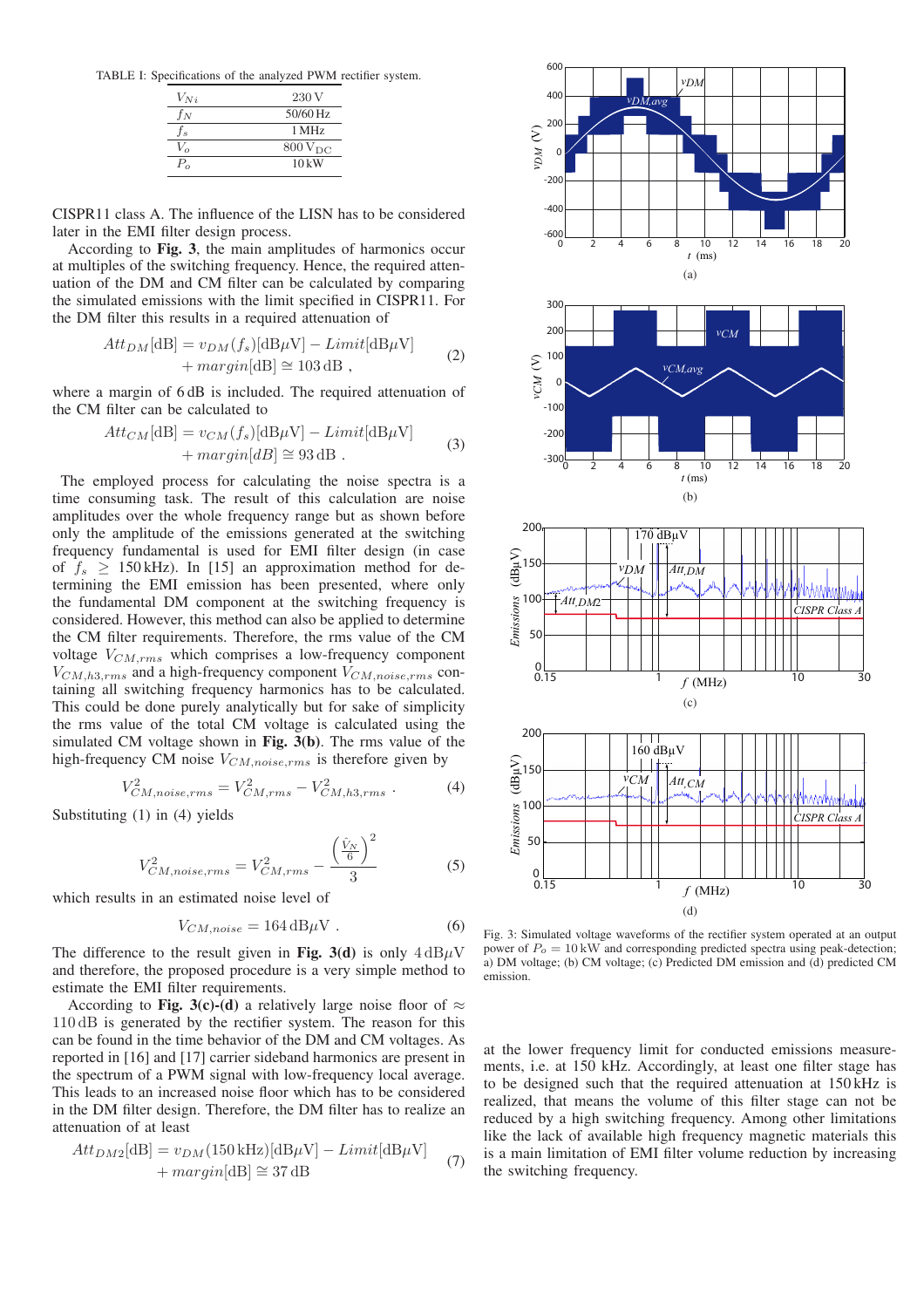TABLE I: Specifications of the analyzed PWM rectifier system.

| | |
|---|---|
| $V_{Ni}$ | 230 V |
| $f_N$ | 50/60 Hz |
| $f_s$ | 1 MHz |
| $V_o$ | 800 $V_{DC}$ |
| $P_o$ | 10 kW |

CISPR11 class A. The influence of the LISN has to be considered later in the EMI filter design process.

According to **Fig. 3**, the main amplitudes of harmonics occur at multiples of the switching frequency. Hence, the required attenuation of the DM and CM filter can be calculated by comparing the simulated emissions with the limit specified in CISPR11. For the DM filter this results in a required attenuation of

$$Att_{DM}[\text{dB}] = v_{DM}(f_s)[\text{dB}\mu\text{V}] - Limit[\text{dB}\mu\text{V}] + margin[\text{dB}] \cong 103\,\text{dB}\ , \tag{2}$$

where a margin of 6 dB is included. The required attenuation of the CM filter can be calculated to

$$Att_{CM}[\text{dB}] = v_{CM}(f_s)[\text{dB}\mu\text{V}] - Limit[\text{dB}\mu\text{V}] + margin[dB] \cong 93\,\text{dB}\ . \tag{3}$$

The employed process for calculating the noise spectra is a time consuming task. The result of this calculation are noise amplitudes over the whole frequency range but as shown before only the amplitude of the emissions generated at the switching frequency fundamental is used for EMI filter design (in case of $f_s \geq 150\,\text{kHz}$). In [15] an approximation method for determining the EMI emission has been presented, where only the fundamental DM component at the switching frequency is considered. However, this method can also be applied to determine the CM filter requirements. Therefore, the rms value of the CM voltage $V_{CM,rms}$ which comprises a low-frequency component $V_{CM,h3,rms}$ and a high-frequency component $V_{CM,noise,rms}$ containing all switching frequency harmonics has to be calculated. This could be done purely analytically but for sake of simplicity the rms value of the total CM voltage is calculated using the simulated CM voltage shown in **Fig. 3(b)**. The rms value of the high-frequency CM noise $V_{CM,noise,rms}$ is therefore given by

$$V^2_{CM,noise,rms} = V^2_{CM,rms} - V^2_{CM,h3,rms}\ . \tag{4}$$

Substituting (1) in (4) yields

$$V^2_{CM,noise,rms} = V^2_{CM,rms} - \frac{\left(\frac{\hat{V}_N}{6}\right)^2}{3} \tag{5}$$

which results in an estimated noise level of

$$V_{CM,noise} = 164\,\text{dB}\mu\text{V}\ . \tag{6}$$

The difference to the result given in **Fig. 3(d)** is only 4 dBμV and therefore, the proposed procedure is a very simple method to estimate the EMI filter requirements.

According to **Fig. 3(c)-(d)** a relatively large noise floor of $\approx 110\,\text{dB}$ is generated by the rectifier system. The reason for this can be found in the time behavior of the DM and CM voltages. As reported in [16] and [17] carrier sideband harmonics are present in the spectrum of a PWM signal with low-frequency local average. This leads to an increased noise floor which has to be considered in the DM filter design. Therefore, the DM filter has to realize an attenuation of at least

$$Att_{DM2}[\text{dB}] = v_{DM}(150\,\text{kHz})[\text{dB}\mu\text{V}] - Limit[\text{dB}\mu\text{V}] + margin[\text{dB}] \cong 37\,\text{dB} \tag{7}$$

Fig. 3: Simulated voltage waveforms of the rectifier system operated at an output power of $P_o = 10\,\text{kW}$ and corresponding predicted spectra using peak-detection; a) DM voltage; (b) CM voltage; (c) Predicted DM emission and (d) predicted CM emission.

at the lower frequency limit for conducted emissions measurements, i.e. at 150 kHz. Accordingly, at least one filter stage has to be designed such that the required attenuation at 150 kHz is realized, that means the volume of this filter stage can not be reduced by a high switching frequency. Among other limitations like the lack of available high frequency magnetic materials this is a main limitation of EMI filter volume reduction by increasing the switching frequency.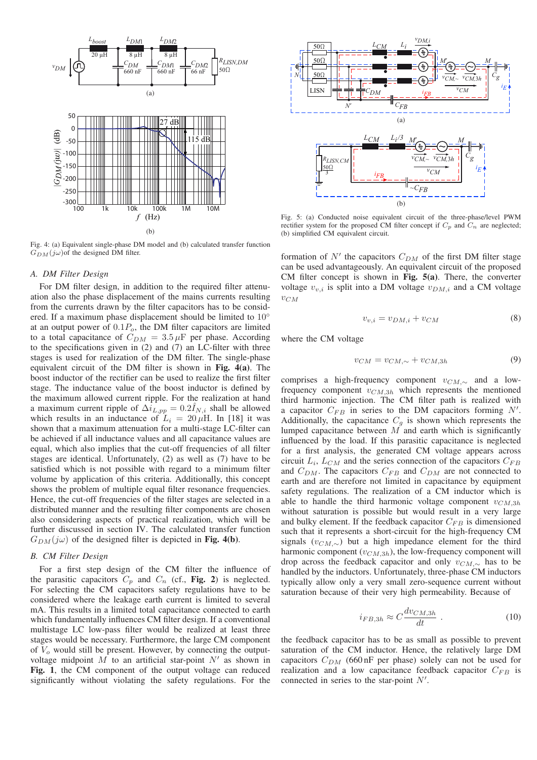Fig. 4: (a) Equivalent single-phase DM model and (b) calculated transfer function $G_{DM}(j\omega)$of the designed DM filter.

### A. DM Filter Design

For DM filter design, in addition to the required filter attenuation also the phase displacement of the mains currents resulting from the currents drawn by the filter capacitors has to be considered. If a maximum phase displacement should be limited to $10°$ at an output power of $0.1P_o$, the DM filter capacitors are limited to a total capacitance of $C_{DM} = 3.5\,\mu$F per phase. According to the specifications given in (2) and (7) an LC-filter with three stages is used for realization of the DM filter. The single-phase equivalent circuit of the DM filter is shown in **Fig. 4(a)**. The boost inductor of the rectifier can be used to realize the first filter stage. The inductance value of the boost inductor is defined by the maximum allowed current ripple. For the realization at hand a maximum current ripple of $\Delta i_{L,pp} = 0.2\hat{I}_{N,i}$ shall be allowed which results in an inductance of $L_i = 20\,\mu$H. In [18] it was shown that a maximum attenuation for a multi-stage LC-filter can be achieved if all inductance values and all capacitance values are equal, which also implies that the cut-off frequencies of all filter stages are identical. Unfortunately, (2) as well as (7) have to be satisfied which is not possible with regard to a minimum filter volume by application of this criteria. Additionally, this concept shows the problem of multiple equal filter resonance frequencies. Hence, the cut-off frequencies of the filter stages are selected in a distributed manner and the resulting filter components are chosen also considering aspects of practical realization, which will be further discussed in section IV. The calculated transfer function $G_{DM}(j\omega)$ of the designed filter is depicted in **Fig. 4(b)**.

### B. CM Filter Design

For a first step design of the CM filter the influence of the parasitic capacitors $C_p$ and $C_n$ (cf., **Fig. 2**) is neglected. For selecting the CM capacitors safety regulations have to be considered where the leakage earth current is limited to several mA. This results in a limited total capacitance connected to earth which fundamentally influences CM filter design. If a conventional multistage LC low-pass filter would be realized at least three stages would be necessary. Furthermore, the large CM component of $V_o$ would still be present. However, by connecting the output-voltage midpoint $M$ to an artificial star-point $N'$ as shown in **Fig. 1**, the CM component of the output voltage can reduced significantly without violating the safety regulations. For the formation of $N'$ the capacitors $C_{DM}$ of the first DM filter stage can be used advantageously. An equivalent circuit of the proposed CM filter concept is shown in **Fig. 5(a)**. There, the converter voltage $v_{v,i}$ is split into a DM voltage $v_{DM,i}$ and a CM voltage $v_{CM}$

$$v_{v,i} = v_{DM,i} + v_{CM} \tag{8}$$

where the CM voltage

$$v_{CM} = v_{CM,\sim} + v_{CM,3h} \tag{9}$$

comprises a high-frequency component $v_{CM,\sim}$ and a low-frequency component $v_{CM,3h}$ which represents the mentioned third harmonic injection. The CM filter path is realized with a capacitor $C_{FB}$ in series to the DM capacitors forming $N'$. Additionally, the capacitance $C_g$ is shown which represents the lumped capacitance between $M$ and earth which is significantly influenced by the load. If this parasitic capacitance is neglected for a first analysis, the generated CM voltage appears across circuit $L_i$, $L_{CM}$ and the series connection of the capacitors $C_{FB}$ and $C_{DM}$. The capacitors $C_{FB}$ and $C_{DM}$ are not connected to earth and are therefore not limited in capacitance by equipment safety regulations. The realization of a CM inductor which is able to handle the third harmonic voltage component $v_{CM,3h}$ without saturation is possible but would result in a very large and bulky element. If the feedback capacitor $C_{FB}$ is dimensioned such that it represents a short-circuit for the high-frequency CM signals ($v_{CM,\sim}$) but a high impedance element for the third harmonic component ($v_{CM,3h}$), the low-frequency component will drop across the feedback capacitor and only $v_{CM,\sim}$ has to be handled by the inductors. Unfortunately, three-phase CM inductors typically allow only a very small zero-sequence current without saturation because of their very high permeability. Because of

$$i_{FB,3h} \approx C\frac{dv_{CM,3h}}{dt} \tag{10}$$

the feedback capacitor has to be as small as possible to prevent saturation of the CM inductor. Hence, the relatively large DM capacitors $C_{DM}$ (660 nF per phase) solely can not be used for realization and a low capacitance feedback capacitor $C_{FB}$ is connected in series to the star-point $N'$.

Fig. 5: (a) Conducted noise equivalent circuit of the three-phase/level PWM rectifier system for the proposed CM filter concept if $C_p$ and $C_n$ are neglected; (b) simplified CM equivalent circuit.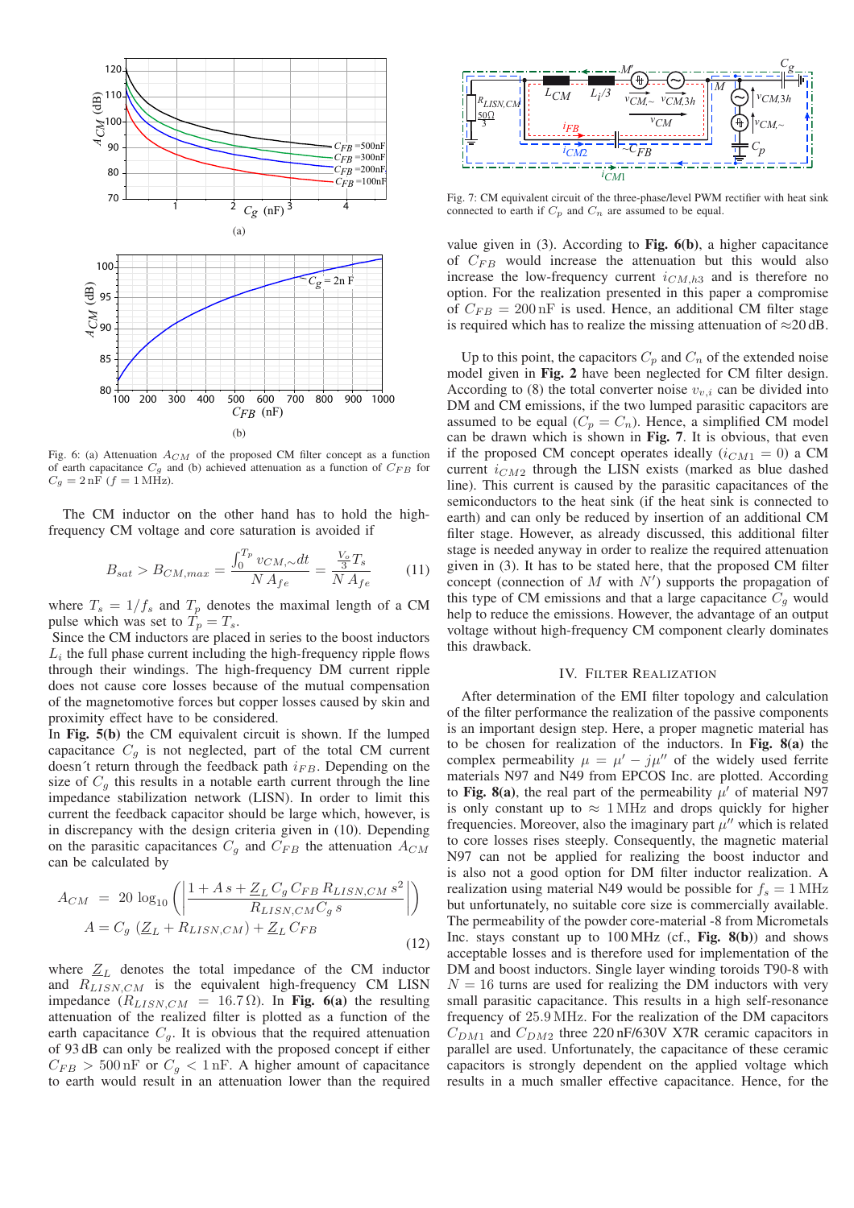Fig. 6: (a) Attenuation $A_{CM}$ of the proposed CM filter concept as a function of earth capacitance $C_g$ and (b) achieved attenuation as a function of $C_{FB}$ for $C_g = 2\,\text{nF}$ ($f = 1\,\text{MHz}$).

The CM inductor on the other hand has to hold the high-frequency CM voltage and core saturation is avoided if

$$B_{sat} > B_{CM,max} = \frac{\int_0^{T_p} v_{CM,\sim} dt}{N\, A_{fe}} = \frac{\frac{V_o}{3} T_s}{N\, A_{fe}} \qquad (11)$$

where $T_s = 1/f_s$ and $T_p$ denotes the maximal length of a CM pulse which was set to $T_p = T_s$.

Since the CM inductors are placed in series to the boost inductors $L_i$ the full phase current including the high-frequency ripple flows through their windings. The high-frequency DM current ripple does not cause core losses because of the mutual compensation of the magnetomotive forces but copper losses caused by skin and proximity effect have to be considered.

In **Fig. 5(b)** the CM equivalent circuit is shown. If the lumped capacitance $C_g$ is not neglected, part of the total CM current doesn´t return through the feedback path $i_{FB}$. Depending on the size of $C_g$ this results in a notable earth current through the line impedance stabilization network (LISN). In order to limit this current the feedback capacitor should be large which, however, is in discrepancy with the design criteria given in (10). Depending on the parasitic capacitances $C_g$ and $C_{FB}$ the attenuation $A_{CM}$ can be calculated by

$$A_{CM} = 20\log_{10}\left(\left|\frac{1 + A\,s + \underline{Z}_L\, C_g\, C_{FB}\, R_{LISN,CM}\, s^2}{R_{LISN,CM} C_g\, s}\right|\right)$$
$$A = C_g\,(\underline{Z}_L + R_{LISN,CM}) + \underline{Z}_L\, C_{FB} \qquad (12)$$

where $\underline{Z}_L$ denotes the total impedance of the CM inductor and $R_{LISN,CM}$ is the equivalent high-frequency CM LISN impedance ($R_{LISN,CM} = 16.7\,\Omega$). In **Fig. 6(a)** the resulting attenuation of the realized filter is plotted as a function of the earth capacitance $C_g$. It is obvious that the required attenuation of 93 dB can only be realized with the proposed concept if either $C_{FB} > 500\,\text{nF}$ or $C_g < 1\,\text{nF}$. A higher amount of capacitance to earth would result in an attenuation lower than the required value given in (3). According to **Fig. 6(b)**, a higher capacitance of $C_{FB}$ would increase the attenuation but this would also increase the low-frequency current $i_{CM,h3}$ and is therefore no option. For the realization presented in this paper a compromise of $C_{FB} = 200\,\text{nF}$ is used. Hence, an additional CM filter stage is required which has to realize the missing attenuation of ≈20 dB.

Fig. 7: CM equivalent circuit of the three-phase/level PWM rectifier with heat sink connected to earth if $C_p$ and $C_n$ are assumed to be equal.

Up to this point, the capacitors $C_p$ and $C_n$ of the extended noise model given in **Fig. 2** have been neglected for CM filter design. According to (8) the total converter noise $v_{v,i}$ can be divided into DM and CM emissions, if the two lumped parasitic capacitors are assumed to be equal ($C_p = C_n$). Hence, a simplified CM model can be drawn which is shown in **Fig. 7**. It is obvious, that even if the proposed CM concept operates ideally ($i_{CM1} = 0$) a CM current $i_{CM2}$ through the LISN exists (marked as blue dashed line). This current is caused by the parasitic capacitances of the semiconductors to the heat sink (if the heat sink is connected to earth) and can only be reduced by insertion of an additional CM filter stage. However, as already discussed, this additional filter stage is needed anyway in order to realize the required attenuation given in (3). It has to be stated here, that the proposed CM filter concept (connection of $M$ with $N'$) supports the propagation of this type of CM emissions and that a large capacitance $C_g$ would help to reduce the emissions. However, the advantage of an output voltage without high-frequency CM component clearly dominates this drawback.

## IV. Filter Realization

After determination of the EMI filter topology and calculation of the filter performance the realization of the passive components is an important design step. Here, a proper magnetic material has to be chosen for realization of the inductors. In **Fig. 8(a)** the complex permeability $\mu = \mu' - j\mu''$ of the widely used ferrite materials N97 and N49 from EPCOS Inc. are plotted. According to **Fig. 8(a)**, the real part of the permeability $\mu'$ of material N97 is only constant up to ≈ 1 MHz and drops quickly for higher frequencies. Moreover, also the imaginary part $\mu''$ which is related to core losses rises steeply. Consequently, the magnetic material N97 can not be applied for realizing the boost inductor and is also not a good option for DM filter inductor realization. A realization using material N49 would be possible for $f_s = 1\,\text{MHz}$ but unfortunately, no suitable core size is commercially available. The permeability of the powder core-material -8 from Micrometals Inc. stays constant up to 100 MHz (cf., **Fig. 8(b)**) and shows acceptable losses and is therefore used for implementation of the DM and boost inductors. Single layer winding toroids T90-8 with $N = 16$ turns are used for realizing the DM inductors with very small parasitic capacitance. This results in a high self-resonance frequency of 25.9 MHz. For the realization of the DM capacitors $C_{DM1}$ and $C_{DM2}$ three 220 nF/630V X7R ceramic capacitors in parallel are used. Unfortunately, the capacitance of these ceramic capacitors is strongly dependent on the applied voltage which results in a much smaller effective capacitance. Hence, for the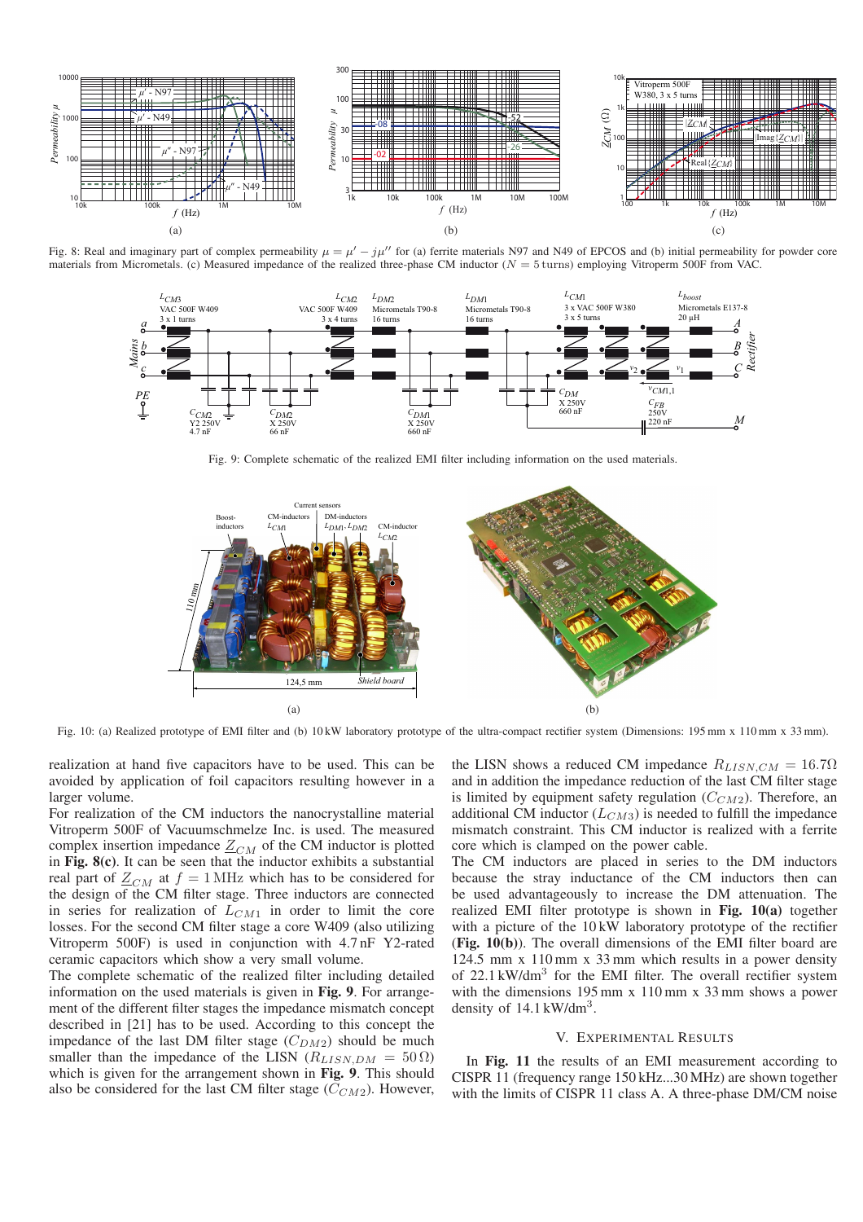Fig. 8: Real and imaginary part of complex permeability $\mu = \mu' - j\mu''$ for (a) ferrite materials N97 and N49 of EPCOS and (b) initial permeability for powder core materials from Micrometals. (c) Measured impedance of the realized three-phase CM inductor ($N = 5$ turns) employing Vitroperm 500F from VAC.

Fig. 9: Complete schematic of the realized EMI filter including information on the used materials.

Fig. 10: (a) Realized prototype of EMI filter and (b) 10 kW laboratory prototype of the ultra-compact rectifier system (Dimensions: 195 mm x 110 mm x 33 mm).

realization at hand five capacitors have to be used. This can be avoided by application of foil capacitors resulting however in a larger volume.

For realization of the CM inductors the nanocrystalline material Vitroperm 500F of Vacuumschmelze Inc. is used. The measured complex insertion impedance $\underline{Z}_{CM}$ of the CM inductor is plotted in **Fig. 8(c)**. It can be seen that the inductor exhibits a substantial real part of $\underline{Z}_{CM}$ at $f = 1\,\text{MHz}$ which has to be considered for the design of the CM filter stage. Three inductors are connected in series for realization of $L_{CM1}$ in order to limit the core losses. For the second CM filter stage a core W409 (also utilizing Vitroperm 500F) is used in conjunction with 4.7 nF Y2-rated ceramic capacitors which show a very small volume.

The complete schematic of the realized filter including detailed information on the used materials is given in **Fig. 9**. For arrangement of the different filter stages the impedance mismatch concept described in [21] has to be used. According to this concept the impedance of the last DM filter stage ($C_{DM2}$) should be much smaller than the impedance of the LISN ($R_{LISN,DM} = 50\,\Omega$) which is given for the arrangement shown in **Fig. 9**. This should also be considered for the last CM filter stage ($C_{CM2}$). However, the LISN shows a reduced CM impedance $R_{LISN,CM} = 16.7\Omega$ and in addition the impedance reduction of the last CM filter stage is limited by equipment safety regulation ($C_{CM2}$). Therefore, an additional CM inductor ($L_{CM3}$) is needed to fulfill the impedance mismatch constraint. This CM inductor is realized with a ferrite core which is clamped on the power cable.

The CM inductors are placed in series to the DM inductors because the stray inductance of the CM inductors then can be used advantageously to increase the DM attenuation. The realized EMI filter prototype is shown in **Fig. 10(a)** together with a picture of the 10 kW laboratory prototype of the rectifier (**Fig. 10(b)**). The overall dimensions of the EMI filter board are 124.5 mm x 110 mm x 33 mm which results in a power density of 22.1 kW/dm$^3$ for the EMI filter. The overall rectifier system with the dimensions 195 mm x 110 mm x 33 mm shows a power density of 14.1 kW/dm$^3$.

## V. Experimental Results

In **Fig. 11** the results of an EMI measurement according to CISPR 11 (frequency range 150 kHz...30 MHz) are shown together with the limits of CISPR 11 class A. A three-phase DM/CM noise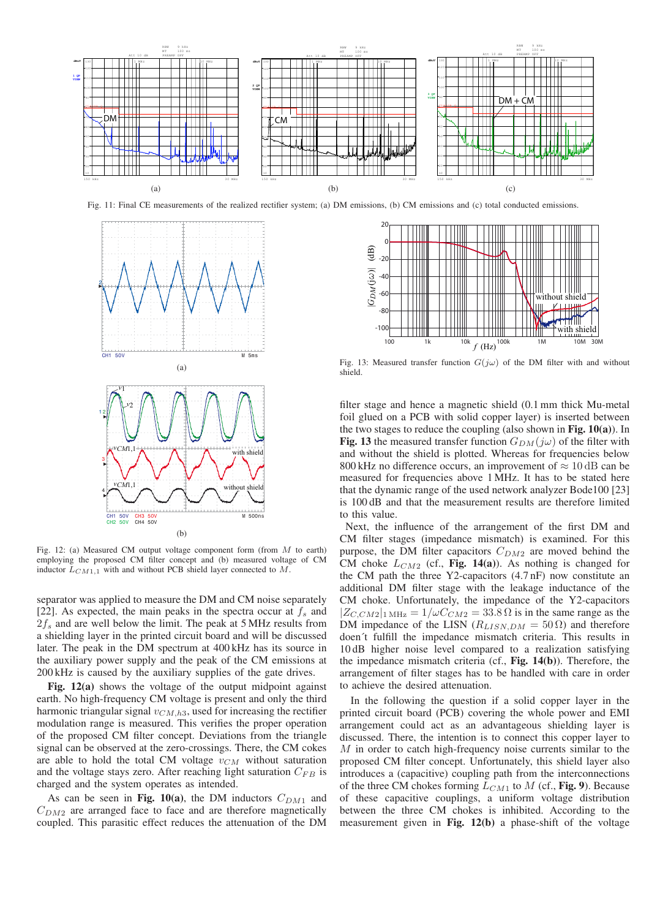Fig. 11: Final CE measurements of the realized rectifier system; (a) DM emissions, (b) CM emissions and (c) total conducted emissions.

Fig. 12: (a) Measured CM output voltage component form (from $M$ to earth) employing the proposed CM filter concept and (b) measured voltage of CM inductor $L_{CM1,1}$ with and without PCB shield layer connected to $M$.

Fig. 13: Measured transfer function $G(j\omega)$ of the DM filter with and without shield.

separator was applied to measure the DM and CM noise separately [22]. As expected, the main peaks in the spectra occur at $f_s$ and $2f_s$ and are well below the limit. The peak at 5 MHz results from a shielding layer in the printed circuit board and will be discussed later. The peak in the DM spectrum at 400 kHz has its source in the auxiliary power supply and the peak of the CM emissions at 200 kHz is caused by the auxiliary supplies of the gate drives.

**Fig. 12(a)** shows the voltage of the output midpoint against earth. No high-frequency CM voltage is present and only the third harmonic triangular signal $v_{CM,h3}$, used for increasing the rectifier modulation range is measured. This verifies the proper operation of the proposed CM filter concept. Deviations from the triangle signal can be observed at the zero-crossings. There, the CM cokes are able to hold the total CM voltage $v_{CM}$ without saturation and the voltage stays zero. After reaching light saturation $C_{FB}$ is charged and the system operates as intended.

As can be seen in **Fig. 10(a)**, the DM inductors $C_{DM1}$ and $C_{DM2}$ are arranged face to face and are therefore magnetically coupled. This parasitic effect reduces the attenuation of the DM filter stage and hence a magnetic shield (0.1 mm thick Mu-metal foil glued on a PCB with solid copper layer) is inserted between the two stages to reduce the coupling (also shown in **Fig. 10(a)**). In **Fig. 13** the measured transfer function $G_{DM}(j\omega)$ of the filter with and without the shield is plotted. Whereas for frequencies below 800 kHz no difference occurs, an improvement of $\approx 10$ dB can be measured for frequencies above 1 MHz. It has to be stated here that the dynamic range of the used network analyzer Bode100 [23] is 100 dB and that the measurement results are therefore limited to this value.

Next, the influence of the arrangement of the first DM and CM filter stages (impedance mismatch) is examined. For this purpose, the DM filter capacitors $C_{DM2}$ are moved behind the CM choke $L_{CM2}$ (cf., **Fig. 14(a)**). As nothing is changed for the CM path the three Y2-capacitors (4.7 nF) now constitute an additional DM filter stage with the leakage inductance of the CM choke. Unfortunately, the impedance of the Y2-capacitors $|Z_{C,CM2}|_{1\,\text{MHz}} = 1/\omega C_{CM2} = 33.8\,\Omega$ is in the same range as the DM impedance of the LISN ($R_{LISN,DM} = 50\,\Omega$) and therefore doen´t fulfill the impedance mismatch criteria. This results in 10 dB higher noise level compared to a realization satisfying the impedance mismatch criteria (cf., **Fig. 14(b)**). Therefore, the arrangement of filter stages has to be handled with care in order to achieve the desired attenuation.

In the following the question if a solid copper layer in the printed circuit board (PCB) covering the whole power and EMI arrangement could act as an advantageous shielding layer is discussed. There, the intention is to connect this copper layer to $M$ in order to catch high-frequency noise currents similar to the proposed CM filter concept. Unfortunately, this shield layer also introduces a (capacitive) coupling path from the interconnections of the three CM chokes forming $L_{CM1}$ to $M$ (cf., **Fig. 9**). Because of these capacitive couplings, a uniform voltage distribution between the three CM chokes is inhibited. According to the measurement given in **Fig. 12(b)** a phase-shift of the voltage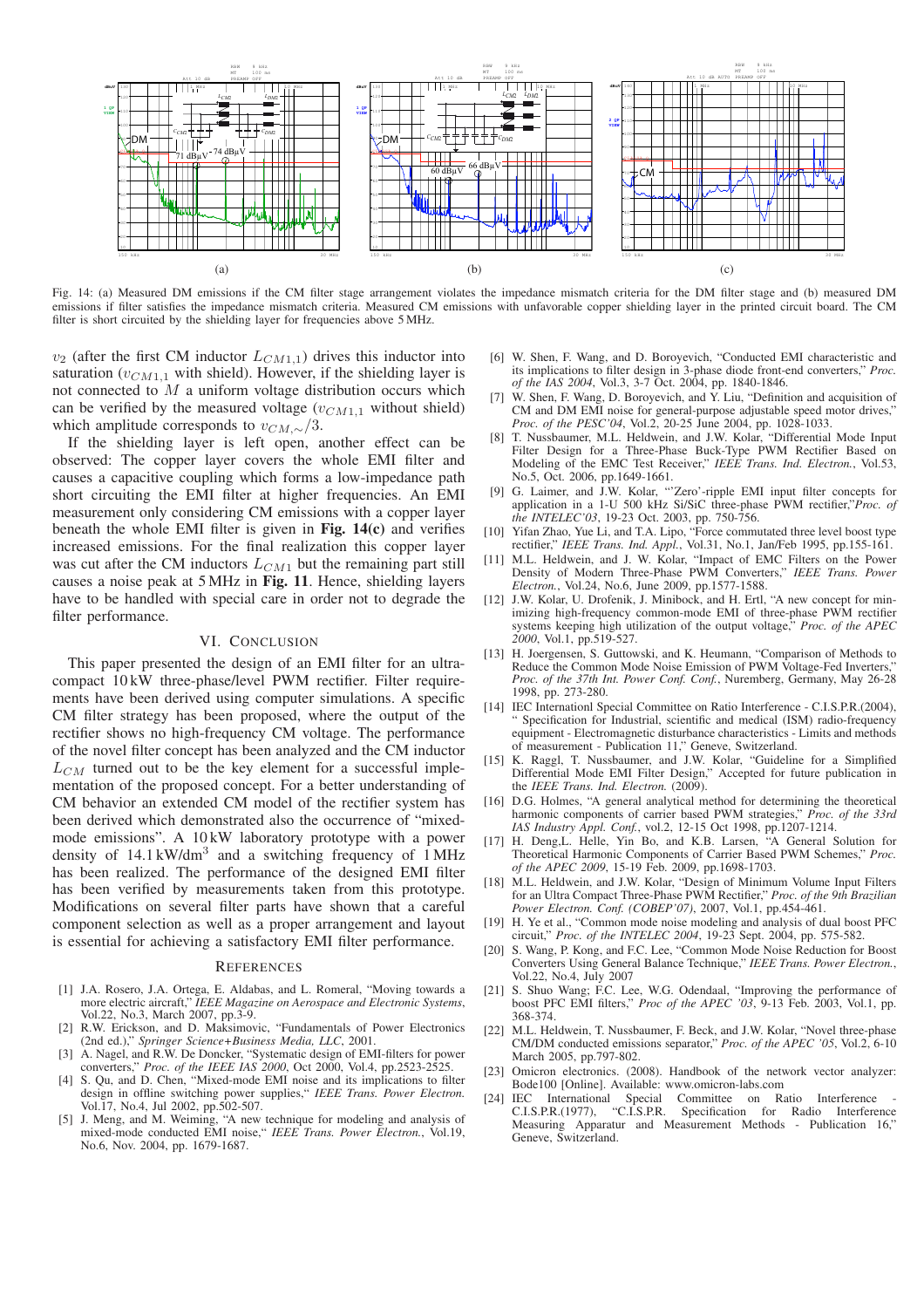DM

$L_{CM2}$

$C_{CM2}$

$C_{DM2}$

71 dBµV

74 dBµV

150 kHz

30 MHz

(a)

DM

$L_{CM2}$

$L_{DM2}$

$C_{CM2}$

$C_{DM2}$

60 dBµV

66 dBµV

150 kHz

30 MHz

(b)

CM

150 kHz

30 MHz

(c)

Fig. 14: (a) Measured DM emissions if the CM filter stage arrangement violates the impedance mismatch criteria for the DM filter stage and (b) measured DM emissions if filter satisfies the impedance mismatch criteria. Measured CM emissions with unfavorable copper shielding layer in the printed circuit board. The CM filter is short circuited by the shielding layer for frequencies above 5 MHz.

$v_2$ (after the first CM inductor $L_{CM1,1}$) drives this inductor into saturation ($v_{CM1,1}$ with shield). However, if the shielding layer is not connected to $M$ a uniform voltage distribution occurs which can be verified by the measured voltage ($v_{CM1,1}$ without shield) which amplitude corresponds to $v_{CM,\sim}/3$.

If the shielding layer is left open, another effect can be observed: The copper layer covers the whole EMI filter and causes a capacitive coupling which forms a low-impedance path short circuiting the EMI filter at higher frequencies. An EMI measurement only considering CM emissions with a copper layer beneath the whole EMI filter is given in **Fig. 14(c)** and verifies increased emissions. For the final realization this copper layer was cut after the CM inductors $L_{CM1}$ but the remaining part still causes a noise peak at 5 MHz in **Fig. 11**. Hence, shielding layers have to be handled with special care in order not to degrade the filter performance.

## VI. Conclusion

This paper presented the design of an EMI filter for an ultra-compact 10 kW three-phase/level PWM rectifier. Filter requirements have been derived using computer simulations. A specific CM filter strategy has been proposed, where the output of the rectifier shows no high-frequency CM voltage. The performance of the novel filter concept has been analyzed and the CM inductor $L_{CM}$ turned out to be the key element for a successful implementation of the proposed concept. For a better understanding of CM behavior an extended CM model of the rectifier system has been derived which demonstrated also the occurrence of "mixed-mode emissions". A 10 kW laboratory prototype with a power density of 14.1 kW/dm$^3$ and a switching frequency of 1 MHz has been realized. The performance of the designed EMI filter has been verified by measurements taken from this prototype. Modifications on several filter parts have shown that a careful component selection as well as a proper arrangement and layout is essential for achieving a satisfactory EMI filter performance.

## References

[1] J.A. Rosero, J.A. Ortega, E. Aldabas, and L. Romeral, "Moving towards a more electric aircraft," *IEEE Magazine on Aerospace and Electronic Systems*, Vol.22, No.3, March 2007, pp.3-9.

[2] R.W. Erickson, and D. Maksimovic, "Fundamentals of Power Electronics (2nd ed.)," *Springer Science+Business Media, LLC*, 2001.

[3] A. Nagel, and R.W. De Doncker, "Systematic design of EMI-filters for power converters," *Proc. of the IEEE IAS 2000*, Oct 2000, Vol.4, pp.2523-2525.

[4] S. Qu, and D. Chen, "Mixed-mode EMI noise and its implications to filter design in offline switching power supplies," *IEEE Trans. Power Electron.* Vol.17, No.4, Jul 2002, pp.502-507.

[5] J. Meng, and M. Weiming, "A new technique for modeling and analysis of mixed-mode conducted EMI noise," *IEEE Trans. Power Electron.*, Vol.19, No.6, Nov. 2004, pp. 1679-1687.

[6] W. Shen, F. Wang, and D. Boroyevich, "Conducted EMI characteristic and its implications to filter design in 3-phase diode front-end converters," *Proc. of the IAS 2004*, Vol.3, 3-7 Oct. 2004, pp. 1840-1846.

[7] W. Shen, F. Wang, D. Boroyevich, and Y. Liu, "Definition and acquisition of CM and DM EMI noise for general-purpose adjustable speed motor drives," *Proc. of the PESC'04*, Vol.2, 20-25 June 2004, pp. 1028-1033.

[8] T. Nussbaumer, M.L. Heldwein, and J.W. Kolar, "Differential Mode Input Filter Design for a Three-Phase Buck-Type PWM Rectifier Based on Modeling of the EMC Test Receiver," *IEEE Trans. Ind. Electron.*, Vol.53, No.5, Oct. 2006, pp.1649-1661.

[9] G. Laimer, and J.W. Kolar, "'Zero'-ripple EMI input filter concepts for application in a 1-U 500 kHz Si/SiC three-phase PWM rectifier,"*Proc. of the INTELEC'03*, 19-23 Oct. 2003, pp. 750-756.

[10] Yifan Zhao, Yue Li, and T.A. Lipo, "Force commutated three level boost type rectifier," *IEEE Trans. Ind. Appl.*, Vol.31, No.1, Jan/Feb 1995, pp.155-161.

[11] M.L. Heldwein, and J. W. Kolar, "Impact of EMC Filters on the Power Density of Modern Three-Phase PWM Converters," *IEEE Trans. Power Electron.*, Vol.24, No.6, June 2009, pp.1577-1588.

[12] J.W. Kolar, U. Drofenik, J. Minibock, and H. Ertl, "A new concept for minimizing high-frequency common-mode EMI of three-phase PWM rectifier systems keeping high utilization of the output voltage," *Proc. of the APEC 2000*, Vol.1, pp.519-527.

[13] H. Joergensen, S. Guttowski, and K. Heumann, "Comparison of Methods to Reduce the Common Mode Noise Emission of PWM Voltage-Fed Inverters," *Proc. of the 37th Int. Power Conf. Conf.*, Nuremberg, Germany, May 26-28 1998, pp. 273-280.

[14] IEC Internationl Special Committee on Ratio Interference - C.I.S.P.R.(2004), " Specification for Industrial, scientific and medical (ISM) radio-frequency equipment - Electromagnetic disturbance characteristics - Limits and methods of measurement - Publication 11," Geneve, Switzerland.

[15] K. Raggl, T. Nussbaumer, and J.W. Kolar, "Guideline for a Simplified Differential Mode EMI Filter Design," Accepted for future publication in the *IEEE Trans. Ind. Electron.* (2009).

[16] D.G. Holmes, "A general analytical method for determining the theoretical harmonic components of carrier based PWM strategies," *Proc. of the 33rd IAS Industry Appl. Conf.*, vol.2, 12-15 Oct 1998, pp.1207-1214.

[17] H. Deng,L. Helle, Yin Bo, and K.B. Larsen, "A General Solution for Theoretical Harmonic Components of Carrier Based PWM Schemes," *Proc. of the APEC 2009*, 15-19 Feb. 2009, pp.1698-1703.

[18] M.L. Heldwein, and J.W. Kolar, "Design of Minimum Volume Input Filters for an Ultra Compact Three-Phase PWM Rectifier," *Proc. of the 9th Brazilian Power Electron. Conf. (COBEP'07)*, 2007, Vol.1, pp.454-461.

[19] H. Ye et al., "Common mode noise modeling and analysis of dual boost PFC circuit," *Proc. of the INTELEC 2004*, 19-23 Sept. 2004, pp. 575-582.

[20] S. Wang, P. Kong, and F.C. Lee, "Common Mode Noise Reduction for Boost Converters Using General Balance Technique," *IEEE Trans. Power Electron.*, Vol.22, No.4, July 2007

[21] S. Shuo Wang; F.C. Lee, W.G. Odendaal, "Improving the performance of boost PFC EMI filters," *Proc of the APEC '03*, 9-13 Feb. 2003, Vol.1, pp. 368-374.

[22] M.L. Heldwein, T. Nussbaumer, F. Beck, and J.W. Kolar, "Novel three-phase CM/DM conducted emissions separator," *Proc. of the APEC '05*, Vol.2, 6-10 March 2005, pp.797-802.

[23] Omicron electronics. (2008). Handbook of the network vector analyzer: Bode100 [Online]. Available: www.omicron-labs.com

[24] IEC International Special Committee on Ratio Interference - C.I.S.P.R.(1977), "C.I.S.P.R. Specification for Radio Interference Measuring Apparatur and Measurement Methods - Publication 16," Geneve, Switzerland.